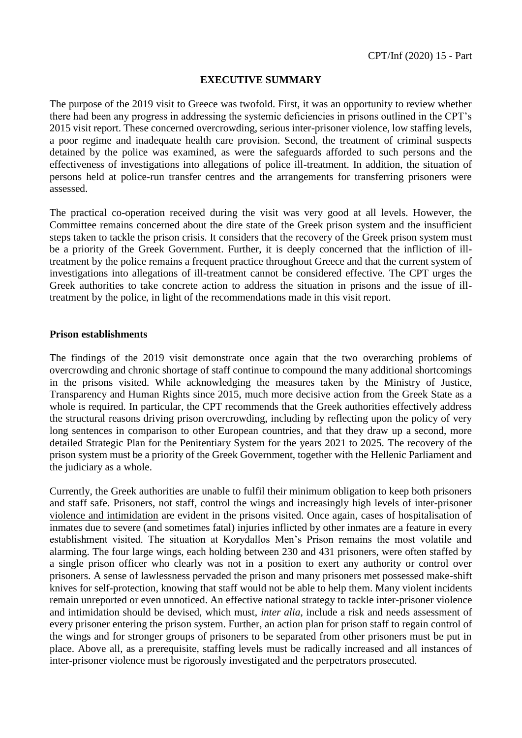## EXECUTIVE SUMMARY

The purpose of the 2019 visit to Greece was twofold. First, it was an opportunity to review whether there had been any progress in addressing the systemic deficiencies in prisons outlined in the CPT's 2015 visit report. These concerned overcrowding, serious inter-prisoner violence, low staffing levels, a poor regime and inadequate health care provision. Second, the treatment of criminal suspects detained by the police was examined, as were the safeguards afforded to such persons and the effectiveness of investigations into allegations of police ill-treatment. In addition, the situation of persons held at police-run transfer centres and the arrangements for transferring prisoners were assessed.

The practical co-operation received during the visit was very good at all levels. However, the Committee remains concerned about the dire state of the Greek prison system and the insufficient steps taken to tackle the prison crisis. It considers that the recovery of the Greek prison system must be a priority of the Greek Government. Further, it is deeply concerned that the infliction of ill-treatment by the police remains a frequent practice throughout Greece and that the current system of investigations into allegations of ill-treatment cannot be considered effective. The CPT urges the Greek authorities to take concrete action to address the situation in prisons and the issue of ill-treatment by the police, in light of the recommendations made in this visit report.

### Prison establishments

The findings of the 2019 visit demonstrate once again that the two overarching problems of overcrowding and chronic shortage of staff continue to compound the many additional shortcomings in the prisons visited. While acknowledging the measures taken by the Ministry of Justice, Transparency and Human Rights since 2015, much more decisive action from the Greek State as a whole is required. In particular, the CPT recommends that the Greek authorities effectively address the structural reasons driving prison overcrowding, including by reflecting upon the policy of very long sentences in comparison to other European countries, and that they draw up a second, more detailed Strategic Plan for the Penitentiary System for the years 2021 to 2025. The recovery of the prison system must be a priority of the Greek Government, together with the Hellenic Parliament and the judiciary as a whole.

Currently, the Greek authorities are unable to fulfil their minimum obligation to keep both prisoners and staff safe. Prisoners, not staff, control the wings and increasingly high levels of inter-prisoner violence and intimidation are evident in the prisons visited. Once again, cases of hospitalisation of inmates due to severe (and sometimes fatal) injuries inflicted by other inmates are a feature in every establishment visited. The situation at Korydallos Men's Prison remains the most volatile and alarming. The four large wings, each holding between 230 and 431 prisoners, were often staffed by a single prison officer who clearly was not in a position to exert any authority or control over prisoners. A sense of lawlessness pervaded the prison and many prisoners met possessed make-shift knives for self-protection, knowing that staff would not be able to help them. Many violent incidents remain unreported or even unnoticed. An effective national strategy to tackle inter-prisoner violence and intimidation should be devised, which must, *inter alia*, include a risk and needs assessment of every prisoner entering the prison system. Further, an action plan for prison staff to regain control of the wings and for stronger groups of prisoners to be separated from other prisoners must be put in place. Above all, as a prerequisite, staffing levels must be radically increased and all instances of inter-prisoner violence must be rigorously investigated and the perpetrators prosecuted.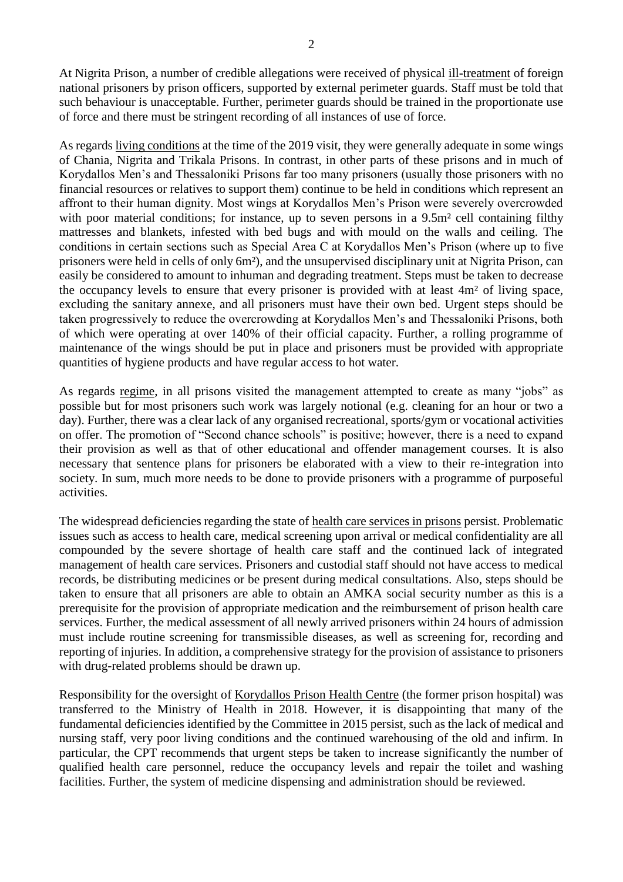At Nigrita Prison, a number of credible allegations were received of physical ill-treatment of foreign national prisoners by prison officers, supported by external perimeter guards. Staff must be told that such behaviour is unacceptable. Further, perimeter guards should be trained in the proportionate use of force and there must be stringent recording of all instances of use of force.

As regards living conditions at the time of the 2019 visit, they were generally adequate in some wings of Chania, Nigrita and Trikala Prisons. In contrast, in other parts of these prisons and in much of Korydallos Men's and Thessaloniki Prisons far too many prisoners (usually those prisoners with no financial resources or relatives to support them) continue to be held in conditions which represent an affront to their human dignity. Most wings at Korydallos Men's Prison were severely overcrowded with poor material conditions; for instance, up to seven persons in a 9.5m² cell containing filthy mattresses and blankets, infested with bed bugs and with mould on the walls and ceiling. The conditions in certain sections such as Special Area C at Korydallos Men's Prison (where up to five prisoners were held in cells of only 6m²), and the unsupervised disciplinary unit at Nigrita Prison, can easily be considered to amount to inhuman and degrading treatment. Steps must be taken to decrease the occupancy levels to ensure that every prisoner is provided with at least 4m² of living space, excluding the sanitary annexe, and all prisoners must have their own bed. Urgent steps should be taken progressively to reduce the overcrowding at Korydallos Men's and Thessaloniki Prisons, both of which were operating at over 140% of their official capacity. Further, a rolling programme of maintenance of the wings should be put in place and prisoners must be provided with appropriate quantities of hygiene products and have regular access to hot water.

As regards regime, in all prisons visited the management attempted to create as many "jobs" as possible but for most prisoners such work was largely notional (e.g. cleaning for an hour or two a day). Further, there was a clear lack of any organised recreational, sports/gym or vocational activities on offer. The promotion of "Second chance schools" is positive; however, there is a need to expand their provision as well as that of other educational and offender management courses. It is also necessary that sentence plans for prisoners be elaborated with a view to their re-integration into society. In sum, much more needs to be done to provide prisoners with a programme of purposeful activities.

The widespread deficiencies regarding the state of health care services in prisons persist. Problematic issues such as access to health care, medical screening upon arrival or medical confidentiality are all compounded by the severe shortage of health care staff and the continued lack of integrated management of health care services. Prisoners and custodial staff should not have access to medical records, be distributing medicines or be present during medical consultations. Also, steps should be taken to ensure that all prisoners are able to obtain an AMKA social security number as this is a prerequisite for the provision of appropriate medication and the reimbursement of prison health care services. Further, the medical assessment of all newly arrived prisoners within 24 hours of admission must include routine screening for transmissible diseases, as well as screening for, recording and reporting of injuries. In addition, a comprehensive strategy for the provision of assistance to prisoners with drug-related problems should be drawn up.

Responsibility for the oversight of Korydallos Prison Health Centre (the former prison hospital) was transferred to the Ministry of Health in 2018. However, it is disappointing that many of the fundamental deficiencies identified by the Committee in 2015 persist, such as the lack of medical and nursing staff, very poor living conditions and the continued warehousing of the old and infirm. In particular, the CPT recommends that urgent steps be taken to increase significantly the number of qualified health care personnel, reduce the occupancy levels and repair the toilet and washing facilities. Further, the system of medicine dispensing and administration should be reviewed.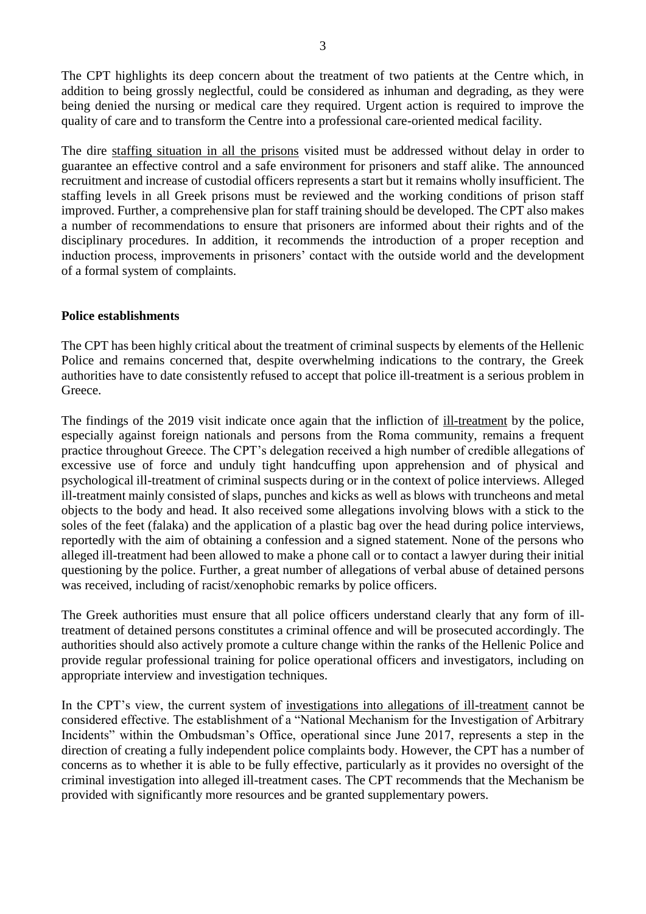The CPT highlights its deep concern about the treatment of two patients at the Centre which, in addition to being grossly neglectful, could be considered as inhuman and degrading, as they were being denied the nursing or medical care they required. Urgent action is required to improve the quality of care and to transform the Centre into a professional care-oriented medical facility.

The dire staffing situation in all the prisons visited must be addressed without delay in order to guarantee an effective control and a safe environment for prisoners and staff alike. The announced recruitment and increase of custodial officers represents a start but it remains wholly insufficient. The staffing levels in all Greek prisons must be reviewed and the working conditions of prison staff improved. Further, a comprehensive plan for staff training should be developed. The CPT also makes a number of recommendations to ensure that prisoners are informed about their rights and of the disciplinary procedures. In addition, it recommends the introduction of a proper reception and induction process, improvements in prisoners' contact with the outside world and the development of a formal system of complaints.

**Police establishments**

The CPT has been highly critical about the treatment of criminal suspects by elements of the Hellenic Police and remains concerned that, despite overwhelming indications to the contrary, the Greek authorities have to date consistently refused to accept that police ill-treatment is a serious problem in Greece.

The findings of the 2019 visit indicate once again that the infliction of ill-treatment by the police, especially against foreign nationals and persons from the Roma community, remains a frequent practice throughout Greece. The CPT's delegation received a high number of credible allegations of excessive use of force and unduly tight handcuffing upon apprehension and of physical and psychological ill-treatment of criminal suspects during or in the context of police interviews. Alleged ill-treatment mainly consisted of slaps, punches and kicks as well as blows with truncheons and metal objects to the body and head. It also received some allegations involving blows with a stick to the soles of the feet (falaka) and the application of a plastic bag over the head during police interviews, reportedly with the aim of obtaining a confession and a signed statement. None of the persons who alleged ill-treatment had been allowed to make a phone call or to contact a lawyer during their initial questioning by the police. Further, a great number of allegations of verbal abuse of detained persons was received, including of racist/xenophobic remarks by police officers.

The Greek authorities must ensure that all police officers understand clearly that any form of ill-treatment of detained persons constitutes a criminal offence and will be prosecuted accordingly. The authorities should also actively promote a culture change within the ranks of the Hellenic Police and provide regular professional training for police operational officers and investigators, including on appropriate interview and investigation techniques.

In the CPT's view, the current system of investigations into allegations of ill-treatment cannot be considered effective. The establishment of a "National Mechanism for the Investigation of Arbitrary Incidents" within the Ombudsman's Office, operational since June 2017, represents a step in the direction of creating a fully independent police complaints body. However, the CPT has a number of concerns as to whether it is able to be fully effective, particularly as it provides no oversight of the criminal investigation into alleged ill-treatment cases. The CPT recommends that the Mechanism be provided with significantly more resources and be granted supplementary powers.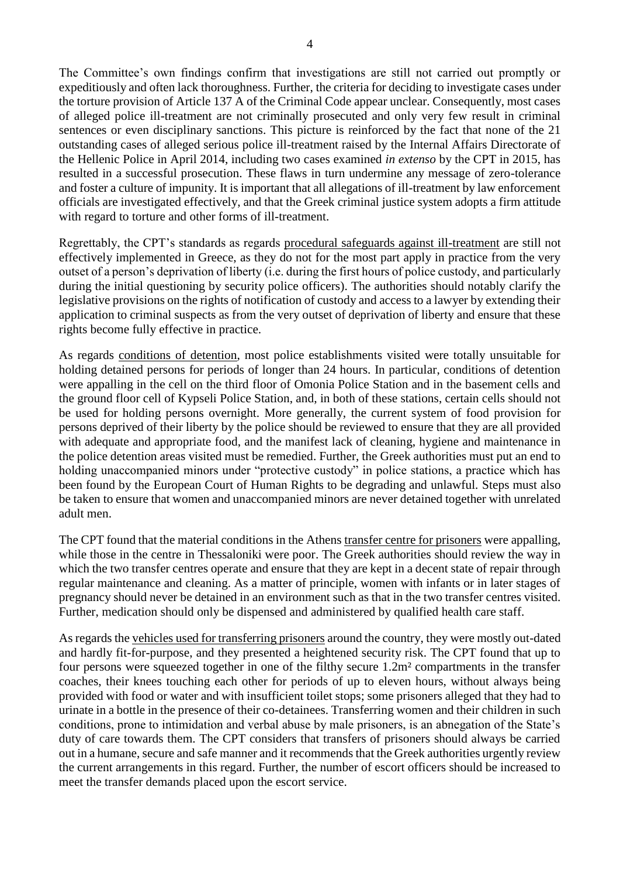The Committee's own findings confirm that investigations are still not carried out promptly or expeditiously and often lack thoroughness. Further, the criteria for deciding to investigate cases under the torture provision of Article 137 A of the Criminal Code appear unclear. Consequently, most cases of alleged police ill-treatment are not criminally prosecuted and only very few result in criminal sentences or even disciplinary sanctions. This picture is reinforced by the fact that none of the 21 outstanding cases of alleged serious police ill-treatment raised by the Internal Affairs Directorate of the Hellenic Police in April 2014, including two cases examined *in extenso* by the CPT in 2015, has resulted in a successful prosecution. These flaws in turn undermine any message of zero-tolerance and foster a culture of impunity. It is important that all allegations of ill-treatment by law enforcement officials are investigated effectively, and that the Greek criminal justice system adopts a firm attitude with regard to torture and other forms of ill-treatment.

Regrettably, the CPT's standards as regards <u>procedural safeguards against ill-treatment</u> are still not effectively implemented in Greece, as they do not for the most part apply in practice from the very outset of a person's deprivation of liberty (i.e. during the first hours of police custody, and particularly during the initial questioning by security police officers). The authorities should notably clarify the legislative provisions on the rights of notification of custody and access to a lawyer by extending their application to criminal suspects as from the very outset of deprivation of liberty and ensure that these rights become fully effective in practice.

As regards <u>conditions of detention</u>, most police establishments visited were totally unsuitable for holding detained persons for periods of longer than 24 hours. In particular, conditions of detention were appalling in the cell on the third floor of Omonia Police Station and in the basement cells and the ground floor cell of Kypseli Police Station, and, in both of these stations, certain cells should not be used for holding persons overnight. More generally, the current system of food provision for persons deprived of their liberty by the police should be reviewed to ensure that they are all provided with adequate and appropriate food, and the manifest lack of cleaning, hygiene and maintenance in the police detention areas visited must be remedied. Further, the Greek authorities must put an end to holding unaccompanied minors under "protective custody" in police stations, a practice which has been found by the European Court of Human Rights to be degrading and unlawful. Steps must also be taken to ensure that women and unaccompanied minors are never detained together with unrelated adult men.

The CPT found that the material conditions in the Athens <u>transfer centre for prisoners</u> were appalling, while those in the centre in Thessaloniki were poor. The Greek authorities should review the way in which the two transfer centres operate and ensure that they are kept in a decent state of repair through regular maintenance and cleaning. As a matter of principle, women with infants or in later stages of pregnancy should never be detained in an environment such as that in the two transfer centres visited. Further, medication should only be dispensed and administered by qualified health care staff.

As regards the <u>vehicles used for transferring prisoners</u> around the country, they were mostly out-dated and hardly fit-for-purpose, and they presented a heightened security risk. The CPT found that up to four persons were squeezed together in one of the filthy secure 1.2m² compartments in the transfer coaches, their knees touching each other for periods of up to eleven hours, without always being provided with food or water and with insufficient toilet stops; some prisoners alleged that they had to urinate in a bottle in the presence of their co-detainees. Transferring women and their children in such conditions, prone to intimidation and verbal abuse by male prisoners, is an abnegation of the State's duty of care towards them. The CPT considers that transfers of prisoners should always be carried out in a humane, secure and safe manner and it recommends that the Greek authorities urgently review the current arrangements in this regard. Further, the number of escort officers should be increased to meet the transfer demands placed upon the escort service.